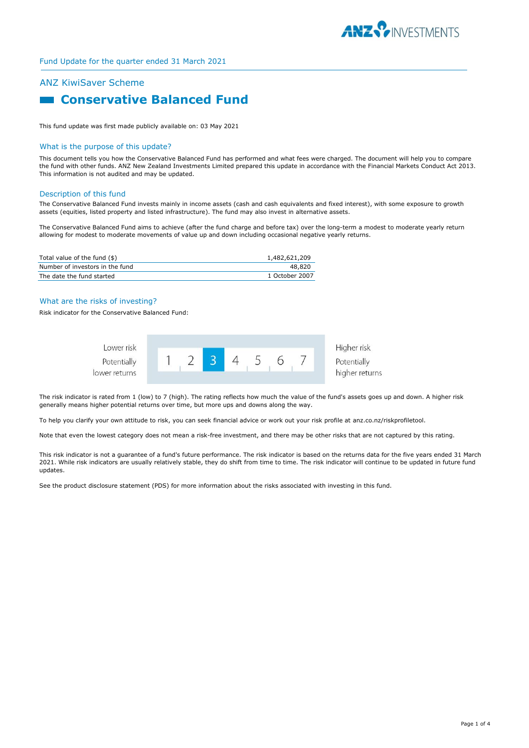Fund Update for the quarter ended 31 March 2021

## ANZ KiwiSaver Scheme

# Conservative Balanced Fund

This fund update was first made publicly available on: 03 May 2021

## What is the purpose of this update?

This document tells you how the Conservative Balanced Fund has performed and what fees were charged. The document will help you to compare the fund with other funds. ANZ New Zealand Investments Limited prepared this update in accordance with the Financial Markets Conduct Act 2013. This information is not audited and may be updated.

## Description of this fund

The Conservative Balanced Fund invests mainly in income assets (cash and cash equivalents and fixed interest), with some exposure to growth assets (equities, listed property and listed infrastructure). The fund may also invest in alternative assets.

The Conservative Balanced Fund aims to achieve (after the fund charge and before tax) over the long-term a modest to moderate yearly return allowing for modest to moderate movements of value up and down including occasional negative yearly returns.

| | |
|---|---|
| Total value of the fund ($) | 1,482,621,209 |
| Number of investors in the fund | 48,820 |
| The date the fund started | 1 October 2007 |

## What are the risks of investing?

Risk indicator for the Conservative Balanced Fund:

Lower risk
Potentially lower returns

1 2 **3** 4 5 6 7

Higher risk
Potentially higher returns

The risk indicator is rated from 1 (low) to 7 (high). The rating reflects how much the value of the fund's assets goes up and down. A higher risk generally means higher potential returns over time, but more ups and downs along the way.

To help you clarify your own attitude to risk, you can seek financial advice or work out your risk profile at anz.co.nz/riskprofiletool.

Note that even the lowest category does not mean a risk-free investment, and there may be other risks that are not captured by this rating.

This risk indicator is not a guarantee of a fund's future performance. The risk indicator is based on the returns data for the five years ended 31 March 2021. While risk indicators are usually relatively stable, they do shift from time to time. The risk indicator will continue to be updated in future fund updates.

See the product disclosure statement (PDS) for more information about the risks associated with investing in this fund.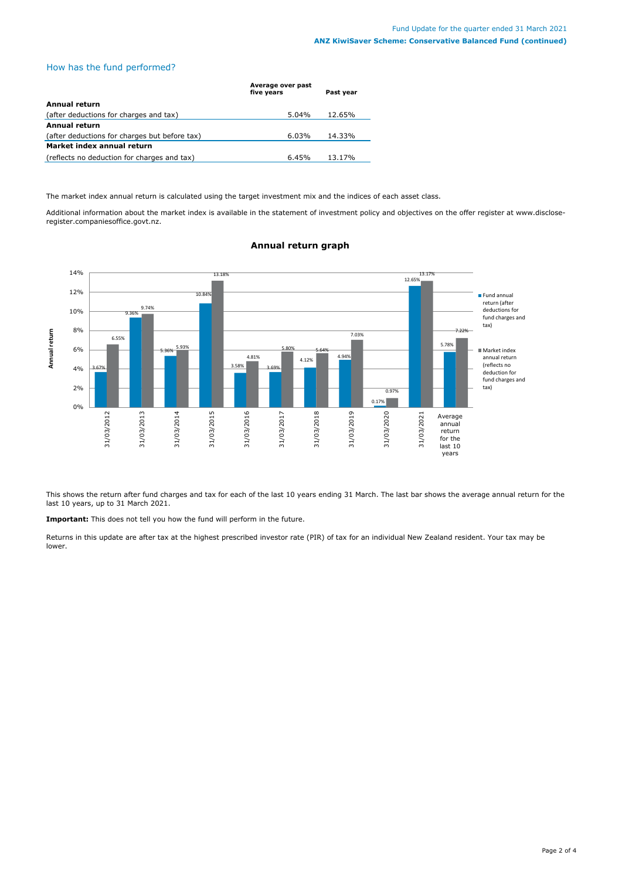## How has the fund performed?

| | Average over past five years | Past year |
|---|---|---|
| **Annual return** | | |
| (after deductions for charges and tax) | 5.04% | 12.65% |
| **Annual return** | | |
| (after deductions for charges but before tax) | 6.03% | 14.33% |
| **Market index annual return** | | |
| (reflects no deduction for charges and tax) | 6.45% | 13.17% |

The market index annual return is calculated using the target investment mix and the indices of each asset class.

Additional information about the market index is available in the statement of investment policy and objectives on the offer register at www.disclose-register.companiesoffice.govt.nz.

### Annual return graph

Annual return

14%
12%
10%
8%
6%
4%
2%
0%

31/03/2012: 3.67% 6.55%
31/03/2013: 9.36% 9.74%
31/03/2014: 5.36% 5.93%
31/03/2015: 10.84% 13.18%
31/03/2016: 3.58% 4.81%
31/03/2017: 3.69% 5.80%
31/03/2018: 4.12% 5.64%
31/03/2019: 4.94% 7.03%
31/03/2020: 0.17% 0.97%
31/03/2021: 12.65% 13.17%
Average annual return for the last 10 years: 5.78% 7.22%

Fund annual return (after deductions for fund charges and tax)

Market index annual return (reflects no deduction for fund charges and tax)

This shows the return after fund charges and tax for each of the last 10 years ending 31 March. The last bar shows the average annual return for the last 10 years, up to 31 March 2021.

**Important:** This does not tell you how the fund will perform in the future.

Returns in this update are after tax at the highest prescribed investor rate (PIR) of tax for an individual New Zealand resident. Your tax may be lower.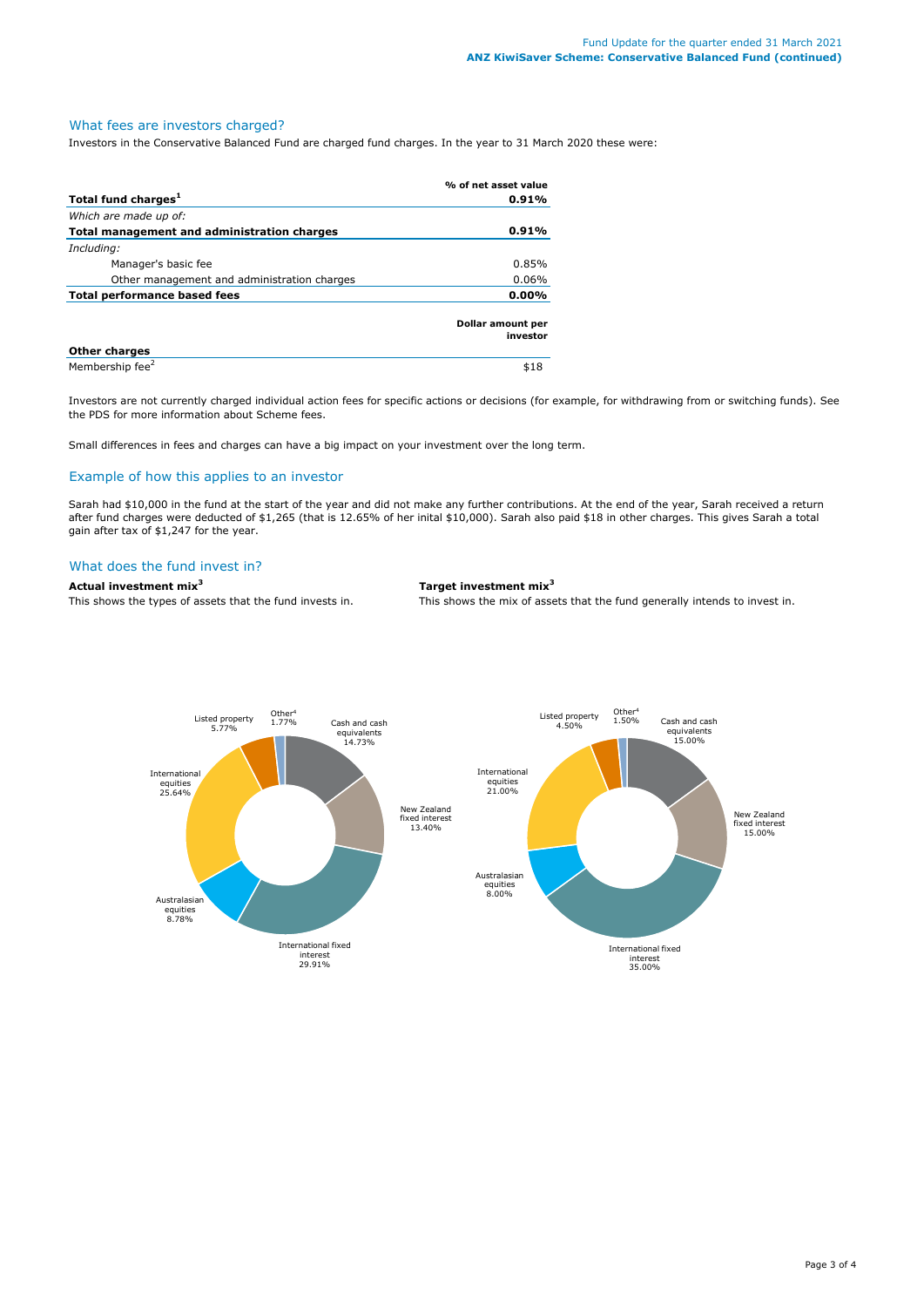## What fees are investors charged?

Investors in the Conservative Balanced Fund are charged fund charges. In the year to 31 March 2020 these were:

| | % of net asset value |
|---|---|
| **Total fund charges[1]** | **0.91%** |
| *Which are made up of:* | |
| **Total management and administration charges** | **0.91%** |
| *Including:* | |
| Manager's basic fee | 0.85% |
| Other management and administration charges | 0.06% |
| **Total performance based fees** | **0.00%** |
| | **Dollar amount per investor** |
| **Other charges** | |
| Membership fee[2] | $18 |

Investors are not currently charged individual action fees for specific actions or decisions (for example, for withdrawing from or switching funds). See the PDS for more information about Scheme fees.

Small differences in fees and charges can have a big impact on your investment over the long term.

## Example of how this applies to an investor

Sarah had $10,000 in the fund at the start of the year and did not make any further contributions. At the end of the year, Sarah received a return after fund charges were deducted of $1,265 (that is 12.65% of her inital $10,000). Sarah also paid $18 in other charges. This gives Sarah a total gain after tax of $1,247 for the year.

## What does the fund invest in?

**Actual investment mix[3]**

This shows the types of assets that the fund invests in.

Cash and cash equivalents 14.73%
New Zealand fixed interest 13.40%
International fixed interest 29.91%
Australasian equities 8.78%
International equities 25.64%
Listed property 5.77%
Other[4] 1.77%

**Target investment mix[3]**

This shows the mix of assets that the fund generally intends to invest in.

Cash and cash equivalents 15.00%
New Zealand fixed interest 15.00%
International fixed interest 35.00%
Australasian equities 8.00%
International equities 21.00%
Listed property 4.50%
Other[4] 1.50%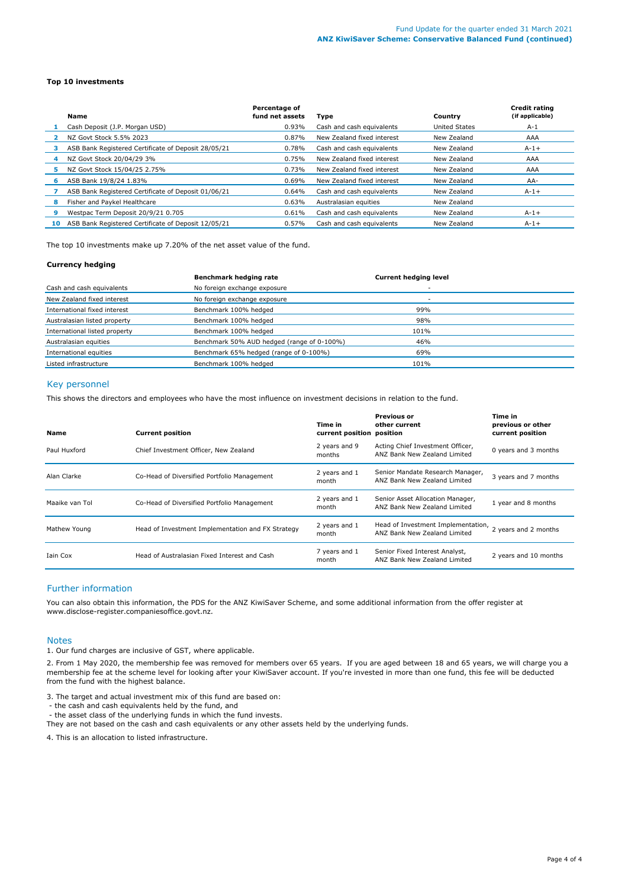### Top 10 investments

| | Name | Percentage of fund net assets | Type | Country | Credit rating (if applicable) |
|---|---|---|---|---|---|
| 1 | Cash Deposit (J.P. Morgan USD) | 0.93% | Cash and cash equivalents | United States | A-1 |
| 2 | NZ Govt Stock 5.5% 2023 | 0.87% | New Zealand fixed interest | New Zealand | AAA |
| 3 | ASB Bank Registered Certificate of Deposit 28/05/21 | 0.78% | Cash and cash equivalents | New Zealand | A-1+ |
| 4 | NZ Govt Stock 20/04/29 3% | 0.75% | New Zealand fixed interest | New Zealand | AAA |
| 5 | NZ Govt Stock 15/04/25 2.75% | 0.73% | New Zealand fixed interest | New Zealand | AAA |
| 6 | ASB Bank 19/8/24 1.83% | 0.69% | New Zealand fixed interest | New Zealand | AA- |
| 7 | ASB Bank Registered Certificate of Deposit 01/06/21 | 0.64% | Cash and cash equivalents | New Zealand | A-1+ |
| 8 | Fisher and Paykel Healthcare | 0.63% | Australasian equities | New Zealand | |
| 9 | Westpac Term Deposit 20/9/21 0.705 | 0.61% | Cash and cash equivalents | New Zealand | A-1+ |
| 10 | ASB Bank Registered Certificate of Deposit 12/05/21 | 0.57% | Cash and cash equivalents | New Zealand | A-1+ |

The top 10 investments make up 7.20% of the net asset value of the fund.

### Currency hedging

| | Benchmark hedging rate | Current hedging level |
|---|---|---|
| Cash and cash equivalents | No foreign exchange exposure | - |
| New Zealand fixed interest | No foreign exchange exposure | - |
| International fixed interest | Benchmark 100% hedged | 99% |
| Australasian listed property | Benchmark 100% hedged | 98% |
| International listed property | Benchmark 100% hedged | 101% |
| Australasian equities | Benchmark 50% AUD hedged (range of 0-100%) | 46% |
| International equities | Benchmark 65% hedged (range of 0-100%) | 69% |
| Listed infrastructure | Benchmark 100% hedged | 101% |

## Key personnel

This shows the directors and employees who have the most influence on investment decisions in relation to the fund.

| Name | Current position | Time in current position | Previous or other current position | Time in previous or other current position |
|---|---|---|---|---|
| Paul Huxford | Chief Investment Officer, New Zealand | 2 years and 9 months | Acting Chief Investment Officer, ANZ Bank New Zealand Limited | 0 years and 3 months |
| Alan Clarke | Co-Head of Diversified Portfolio Management | 2 years and 1 month | Senior Mandate Research Manager, ANZ Bank New Zealand Limited | 3 years and 7 months |
| Maaike van Tol | Co-Head of Diversified Portfolio Management | 2 years and 1 month | Senior Asset Allocation Manager, ANZ Bank New Zealand Limited | 1 year and 8 months |
| Mathew Young | Head of Investment Implementation and FX Strategy | 2 years and 1 month | Head of Investment Implementation, ANZ Bank New Zealand Limited | 2 years and 2 months |
| Iain Cox | Head of Australasian Fixed Interest and Cash | 7 years and 1 month | Senior Fixed Interest Analyst, ANZ Bank New Zealand Limited | 2 years and 10 months |

## Further information

You can also obtain this information, the PDS for the ANZ KiwiSaver Scheme, and some additional information from the offer register at www.disclose-register.companiesoffice.govt.nz.

## Notes

1. Our fund charges are inclusive of GST, where applicable.

2. From 1 May 2020, the membership fee was removed for members over 65 years. If you are aged between 18 and 65 years, we will charge you a membership fee at the scheme level for looking after your KiwiSaver account. If you're invested in more than one fund, this fee will be deducted from the fund with the highest balance.

3. The target and actual investment mix of this fund are based on:
 - the cash and cash equivalents held by the fund, and
 - the asset class of the underlying funds in which the fund invests.
They are not based on the cash and cash equivalents or any other assets held by the underlying funds.

4. This is an allocation to listed infrastructure.